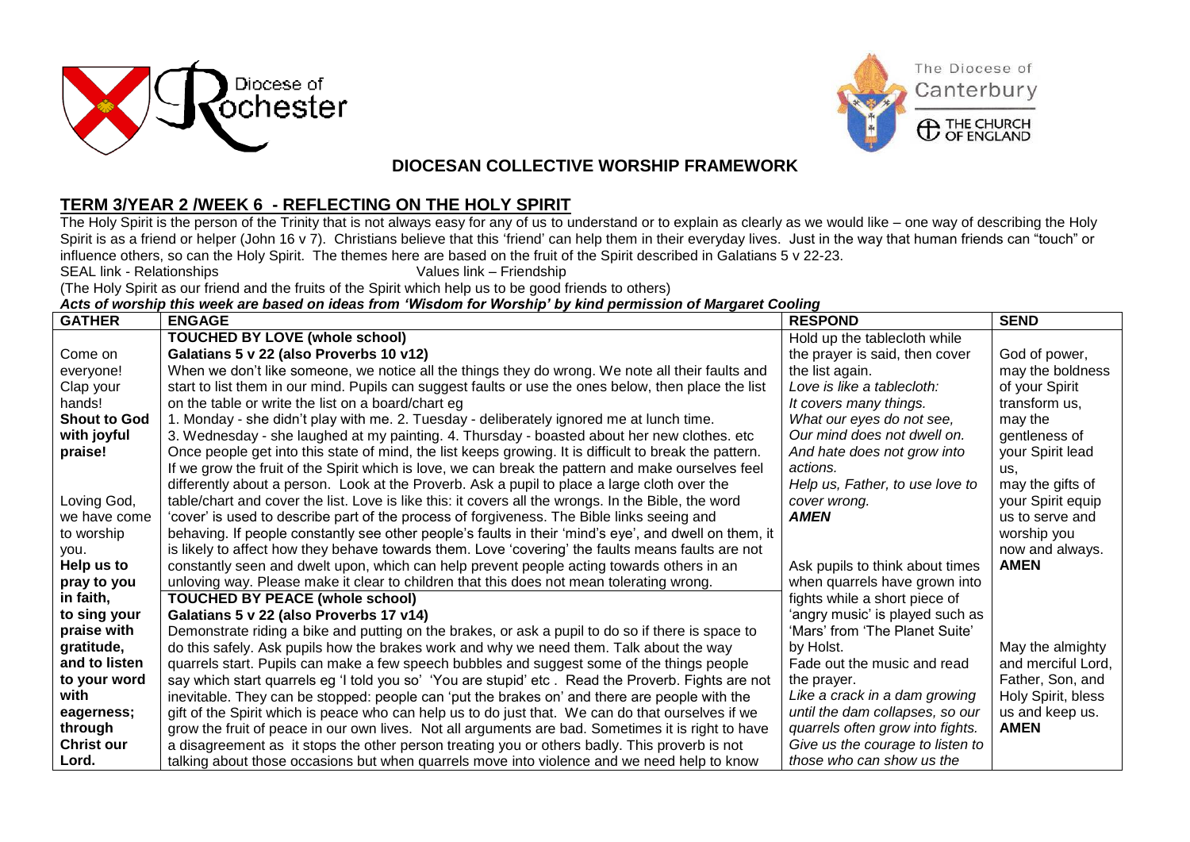## DIOCESAN COLLECTIVE WORSHIP FRAMEWORK

## TERM 3/YEAR 2 /WEEK 6 - REFLECTING ON THE HOLY SPIRIT

The Holy Spirit is the person of the Trinity that is not always easy for any of us to understand or to explain as clearly as we would like – one way of describing the Holy Spirit is as a friend or helper (John 16 v 7). Christians believe that this 'friend' can help them in their everyday lives. Just in the way that human friends can "touch" or influence others, so can the Holy Spirit. The themes here are based on the fruit of the Spirit described in Galatians 5 v 22-23.

SEAL link - Relationships Values link – Friendship

(The Holy Spirit as our friend and the fruits of the Spirit which help us to be good friends to others)

***Acts of worship this week are based on ideas from 'Wisdom for Worship' by kind permission of Margaret Cooling***

| GATHER | ENGAGE | RESPOND | SEND |
|---|---|---|---|
| Come on everyone! Clap your hands! **Shout to God with joyful praise!**<br><br>Loving God, we have come to worship you. **Help us to pray to you in faith, to sing your praise with gratitude, and to listen to your word with eagerness; through Christ our Lord.** | **TOUCHED BY LOVE (whole school)**<br>**Galatians 5 v 22 (also Proverbs 10 v12)**<br>When we don't like someone, we notice all the things they do wrong. We note all their faults and start to list them in our mind. Pupils can suggest faults or use the ones below, then place the list on the table or write the list on a board/chart eg<br>1. Monday - she didn't play with me. 2. Tuesday - deliberately ignored me at lunch time.<br>3. Wednesday - she laughed at my painting. 4. Thursday - boasted about her new clothes. etc<br>Once people get into this state of mind, the list keeps growing. It is difficult to break the pattern. If we grow the fruit of the Spirit which is love, we can break the pattern and make ourselves feel differently about a person. Look at the Proverb. Ask a pupil to place a large cloth over the table/chart and cover the list. Love is like this: it covers all the wrongs. In the Bible, the word 'cover' is used to describe part of the process of forgiveness. The Bible links seeing and behaving. If people constantly see other people's faults in their 'mind's eye', and dwell on them, it is likely to affect how they behave towards them. Love 'covering' the faults means faults are not constantly seen and dwelt upon, which can help prevent people acting towards others in an unloving way. Please make it clear to children that this does not mean tolerating wrong. | Hold up the tablecloth while the prayer is said, then cover the list again.<br>*Love is like a tablecloth:*<br>*It covers many things.*<br>*What our eyes do not see,*<br>*Our mind does not dwell on.*<br>*And hate does not grow into actions.*<br>*Help us, Father, to use love to cover wrong.*<br>***AMEN*** | God of power, may the boldness of your Spirit transform us, may the gentleness of your Spirit lead us, may the gifts of your Spirit equip us to serve and worship you now and always.<br>**AMEN** |
| | **TOUCHED BY PEACE (whole school)**<br>**Galatians 5 v 22 (also Proverbs 17 v14)**<br>Demonstrate riding a bike and putting on the brakes, or ask a pupil to do so if there is space to do this safely. Ask pupils how the brakes work and why we need them. Talk about the way quarrels start. Pupils can make a few speech bubbles and suggest some of the things people say which start quarrels eg 'I told you so' 'You are stupid' etc . Read the Proverb. Fights are not inevitable. They can be stopped: people can 'put the brakes on' and there are people with the gift of the Spirit which is peace who can help us to do just that. We can do that ourselves if we grow the fruit of peace in our own lives. Not all arguments are bad. Sometimes it is right to have a disagreement as it stops the other person treating you or others badly. This proverb is not talking about those occasions but when quarrels move into violence and we need help to know | Ask pupils to think about times when quarrels have grown into fights while a short piece of 'angry music' is played such as 'Mars' from 'The Planet Suite' by Holst.<br>Fade out the music and read the prayer.<br>*Like a crack in a dam growing until the dam collapses, so our quarrels often grow into fights. Give us the courage to listen to those who can show us the* | May the almighty and merciful Lord, Father, Son, and Holy Spirit, bless us and keep us.<br>**AMEN** |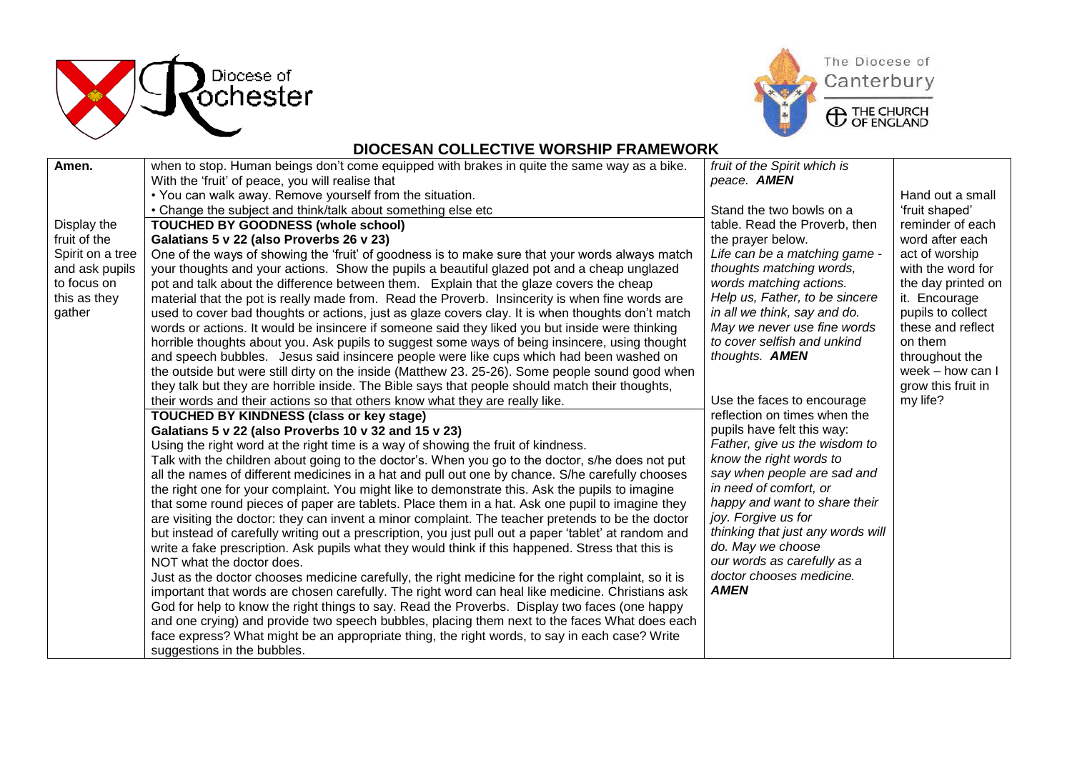## DIOCESAN COLLECTIVE WORSHIP FRAMEWORK

| | | | |
|---|---|---|---|
| Amen.<br><br>Display the fruit of the Spirit on a tree and ask pupils to focus on this as they gather | when to stop. Human beings don't come equipped with brakes in quite the same way as a bike. With the 'fruit' of peace, you will realise that<br>• You can walk away. Remove yourself from the situation.<br>• Change the subject and think/talk about something else etc | *fruit of the Spirit which is peace.* ***AMEN*** | Hand out a small 'fruit shaped' reminder of each word after each act of worship with the word for the day printed on it. Encourage pupils to collect these and reflect on them throughout the week – how can I grow this fruit in my life? |
| | **TOUCHED BY GOODNESS (whole school)**<br>**Galatians 5 v 22 (also Proverbs 26 v 23)**<br>One of the ways of showing the 'fruit' of goodness is to make sure that your words always match your thoughts and your actions. Show the pupils a beautiful glazed pot and a cheap unglazed pot and talk about the difference between them. Explain that the glaze covers the cheap material that the pot is really made from. Read the Proverb. Insincerity is when fine words are used to cover bad thoughts or actions, just as glaze covers clay. It is when thoughts don't match words or actions. It would be insincere if someone said they liked you but inside were thinking horrible thoughts about you. Ask pupils to suggest some ways of being insincere, using thought and speech bubbles. Jesus said insincere people were like cups which had been washed on the outside but were still dirty on the inside (Matthew 23. 25-26). Some people sound good when they talk but they are horrible inside. The Bible says that people should match their thoughts, their words and their actions so that others know what they are really like. | Stand the two bowls on a table. Read the Proverb, then the prayer below.<br>*Life can be a matching game - thoughts matching words, words matching actions. Help us, Father, to be sincere in all we think, say and do. May we never use fine words to cover selfish and unkind thoughts.* ***AMEN*** | |
| | **TOUCHED BY KINDNESS (class or key stage)**<br>**Galatians 5 v 22 (also Proverbs 10 v 32 and 15 v 23)**<br>Using the right word at the right time is a way of showing the fruit of kindness.<br>Talk with the children about going to the doctor's. When you go to the doctor, s/he does not put all the names of different medicines in a hat and pull out one by chance. S/he carefully chooses the right one for your complaint. You might like to demonstrate this. Ask the pupils to imagine that some round pieces of paper are tablets. Place them in a hat. Ask one pupil to imagine they are visiting the doctor: they can invent a minor complaint. The teacher pretends to be the doctor but instead of carefully writing out a prescription, you just pull out a paper 'tablet' at random and write a fake prescription. Ask pupils what they would think if this happened. Stress that this is NOT what the doctor does.<br>Just as the doctor chooses medicine carefully, the right medicine for the right complaint, so it is important that words are chosen carefully. The right word can heal like medicine. Christians ask God for help to know the right things to say. Read the Proverbs. Display two faces (one happy and one crying) and provide two speech bubbles, placing them next to the faces What does each face express? What might be an appropriate thing, the right words, to say in each case? Write suggestions in the bubbles. | Use the faces to encourage reflection on times when the pupils have felt this way:<br>*Father, give us the wisdom to know the right words to say when people are sad and in need of comfort, or happy and want to share their joy. Forgive us for thinking that just any words will do. May we choose our words as carefully as a doctor chooses medicine.*<br>***AMEN*** | |